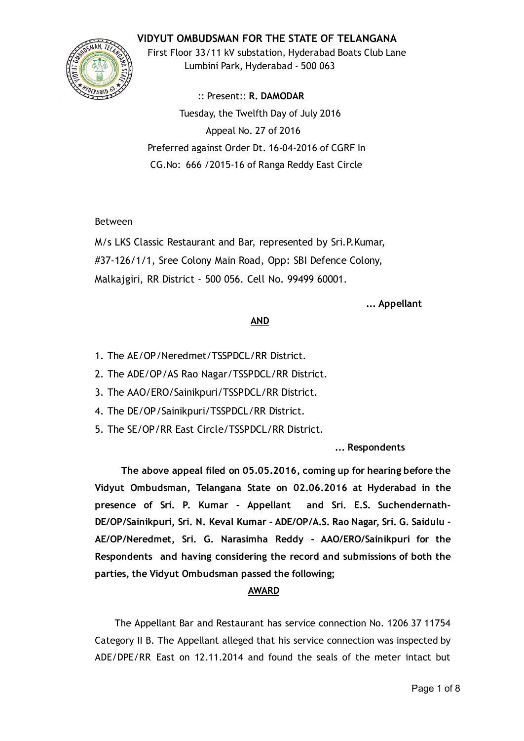# VIDYUT OMBUDSMAN FOR THE STATE OF TELANGANA

First Floor 33/11 kV substation, Hyderabad Boats Club Lane
Lumbini Park, Hyderabad - 500 063

:: Present:: **R. DAMODAR**

Tuesday, the Twelfth Day of July 2016

Appeal No. 27 of 2016

Preferred against Order Dt. 16-04-2016 of CGRF In
CG.No: 666 /2015-16 of Ranga Reddy East Circle

Between

M/s LKS Classic Restaurant and Bar, represented by Sri.P.Kumar,
#37-126/1/1, Sree Colony Main Road, Opp: SBI Defence Colony,
Malkajgiri, RR District - 500 056. Cell No. 99499 60001.

**... Appellant**

**AND**

1. The AE/OP/Neredmet/TSSPDCL/RR District.
2. The ADE/OP/AS Rao Nagar/TSSPDCL/RR District.
3. The AAO/ERO/Sainikpuri/TSSPDCL/RR District.
4. The DE/OP/Sainikpuri/TSSPDCL/RR District.
5. The SE/OP/RR East Circle/TSSPDCL/RR District.

**... Respondents**

**The above appeal filed on 05.05.2016, coming up for hearing before the Vidyut Ombudsman, Telangana State on 02.06.2016 at Hyderabad in the presence of Sri. P. Kumar - Appellant and Sri. E.S. Suchendernath-DE/OP/Sainikpuri, Sri. N. Keval Kumar - ADE/OP/A.S. Rao Nagar, Sri. G. Saidulu - AE/OP/Neredmet, Sri. G. Narasimha Reddy - AAO/ERO/Sainikpuri for the Respondents and having considering the record and submissions of both the parties, the Vidyut Ombudsman passed the following;**

## AWARD

The Appellant Bar and Restaurant has service connection No. 1206 37 11754 Category II B. The Appellant alleged that his service connection was inspected by ADE/DPE/RR East on 12.11.2014 and found the seals of the meter intact but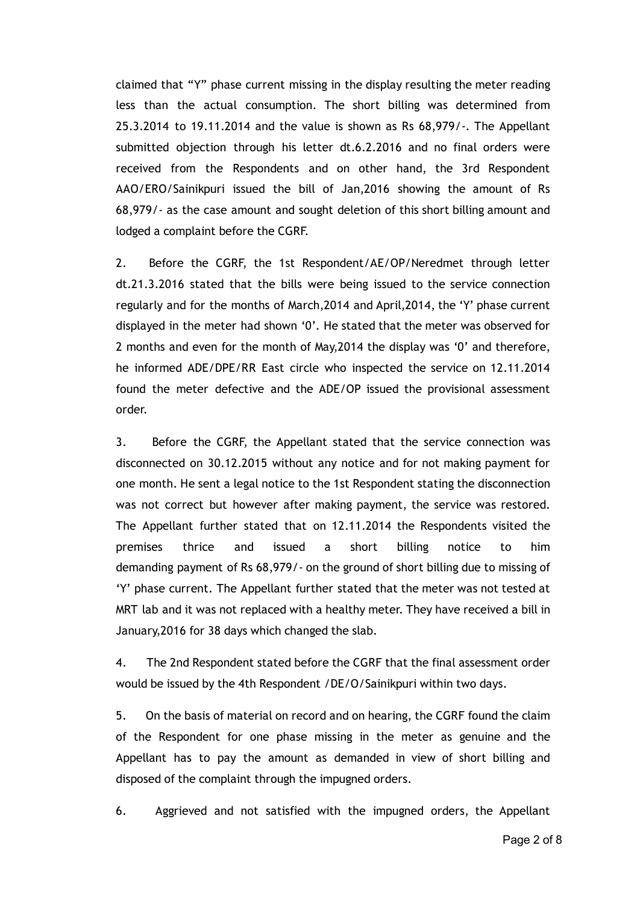claimed that "Y" phase current missing in the display resulting the meter reading less than the actual consumption. The short billing was determined from 25.3.2014 to 19.11.2014 and the value is shown as Rs 68,979/-. The Appellant submitted objection through his letter dt.6.2.2016 and no final orders were received from the Respondents and on other hand, the 3rd Respondent AAO/ERO/Sainikpuri issued the bill of Jan,2016 showing the amount of Rs 68,979/- as the case amount and sought deletion of this short billing amount and lodged a complaint before the CGRF.

2. Before the CGRF, the 1st Respondent/AE/OP/Neredmet through letter dt.21.3.2016 stated that the bills were being issued to the service connection regularly and for the months of March,2014 and April,2014, the 'Y' phase current displayed in the meter had shown '0'. He stated that the meter was observed for 2 months and even for the month of May,2014 the display was '0' and therefore, he informed ADE/DPE/RR East circle who inspected the service on 12.11.2014 found the meter defective and the ADE/OP issued the provisional assessment order.

3. Before the CGRF, the Appellant stated that the service connection was disconnected on 30.12.2015 without any notice and for not making payment for one month. He sent a legal notice to the 1st Respondent stating the disconnection was not correct but however after making payment, the service was restored. The Appellant further stated that on 12.11.2014 the Respondents visited the premises thrice and issued a short billing notice to him demanding payment of Rs 68,979/- on the ground of short billing due to missing of 'Y' phase current. The Appellant further stated that the meter was not tested at MRT lab and it was not replaced with a healthy meter. They have received a bill in January,2016 for 38 days which changed the slab.

4. The 2nd Respondent stated before the CGRF that the final assessment order would be issued by the 4th Respondent /DE/O/Sainikpuri within two days.

5. On the basis of material on record and on hearing, the CGRF found the claim of the Respondent for one phase missing in the meter as genuine and the Appellant has to pay the amount as demanded in view of short billing and disposed of the complaint through the impugned orders.

6. Aggrieved and not satisfied with the impugned orders, the Appellant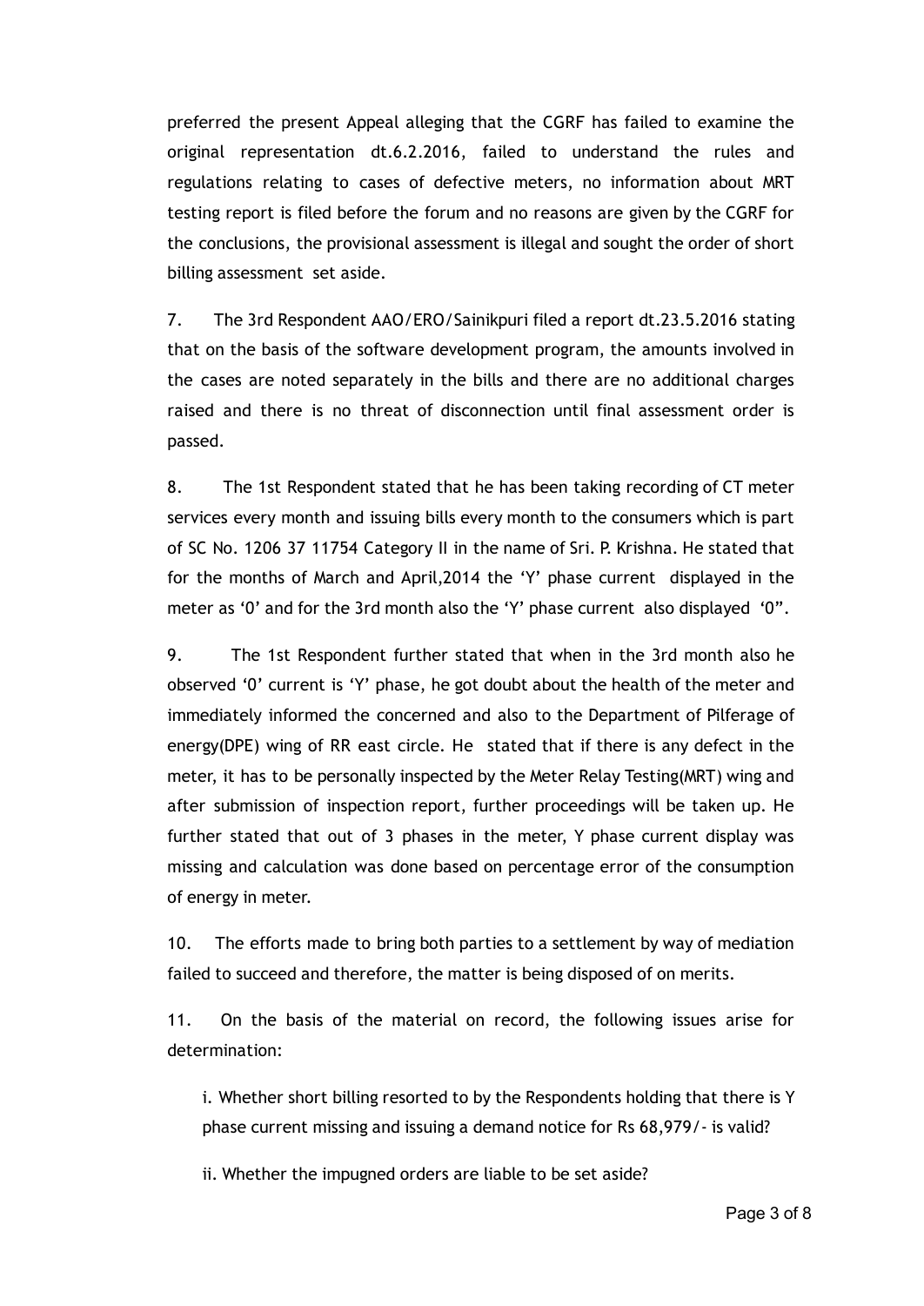preferred the present Appeal alleging that the CGRF has failed to examine the original representation dt.6.2.2016, failed to understand the rules and regulations relating to cases of defective meters, no information about MRT testing report is filed before the forum and no reasons are given by the CGRF for the conclusions, the provisional assessment is illegal and sought the order of short billing assessment set aside.

7. The 3rd Respondent AAO/ERO/Sainikpuri filed a report dt.23.5.2016 stating that on the basis of the software development program, the amounts involved in the cases are noted separately in the bills and there are no additional charges raised and there is no threat of disconnection until final assessment order is passed.

8. The 1st Respondent stated that he has been taking recording of CT meter services every month and issuing bills every month to the consumers which is part of SC No. 1206 37 11754 Category II in the name of Sri. P. Krishna. He stated that for the months of March and April,2014 the 'Y' phase current displayed in the meter as '0' and for the 3rd month also the 'Y' phase current also displayed '0".

9. The 1st Respondent further stated that when in the 3rd month also he observed '0' current is 'Y' phase, he got doubt about the health of the meter and immediately informed the concerned and also to the Department of Pilferage of energy(DPE) wing of RR east circle. He stated that if there is any defect in the meter, it has to be personally inspected by the Meter Relay Testing(MRT) wing and after submission of inspection report, further proceedings will be taken up. He further stated that out of 3 phases in the meter, Y phase current display was missing and calculation was done based on percentage error of the consumption of energy in meter.

10. The efforts made to bring both parties to a settlement by way of mediation failed to succeed and therefore, the matter is being disposed of on merits.

11. On the basis of the material on record, the following issues arise for determination:

i. Whether short billing resorted to by the Respondents holding that there is Y phase current missing and issuing a demand notice for Rs 68,979/- is valid?

ii. Whether the impugned orders are liable to be set aside?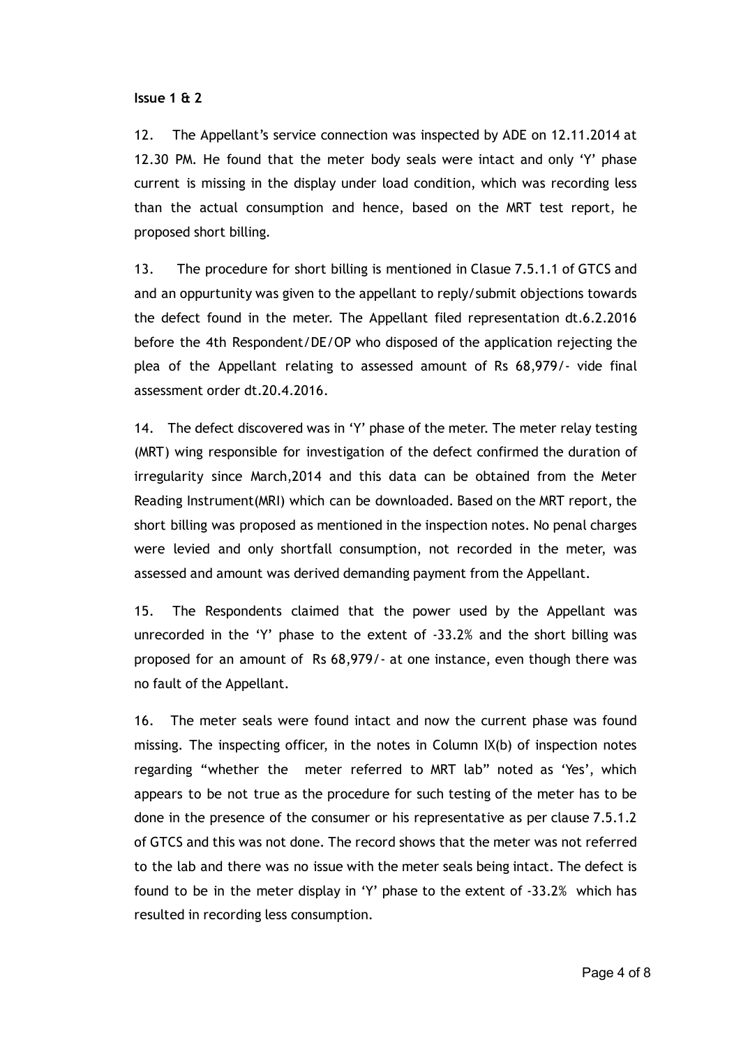**Issue 1 & 2**

12. The Appellant's service connection was inspected by ADE on 12.11.2014 at 12.30 PM. He found that the meter body seals were intact and only 'Y' phase current is missing in the display under load condition, which was recording less than the actual consumption and hence, based on the MRT test report, he proposed short billing.

13. The procedure for short billing is mentioned in Clasue 7.5.1.1 of GTCS and and an oppurtunity was given to the appellant to reply/submit objections towards the defect found in the meter. The Appellant filed representation dt.6.2.2016 before the 4th Respondent/DE/OP who disposed of the application rejecting the plea of the Appellant relating to assessed amount of Rs 68,979/- vide final assessment order dt.20.4.2016.

14. The defect discovered was in 'Y' phase of the meter. The meter relay testing (MRT) wing responsible for investigation of the defect confirmed the duration of irregularity since March,2014 and this data can be obtained from the Meter Reading Instrument(MRI) which can be downloaded. Based on the MRT report, the short billing was proposed as mentioned in the inspection notes. No penal charges were levied and only shortfall consumption, not recorded in the meter, was assessed and amount was derived demanding payment from the Appellant.

15. The Respondents claimed that the power used by the Appellant was unrecorded in the 'Y' phase to the extent of -33.2% and the short billing was proposed for an amount of Rs 68,979/- at one instance, even though there was no fault of the Appellant.

16. The meter seals were found intact and now the current phase was found missing. The inspecting officer, in the notes in Column IX(b) of inspection notes regarding "whether the meter referred to MRT lab" noted as 'Yes', which appears to be not true as the procedure for such testing of the meter has to be done in the presence of the consumer or his representative as per clause 7.5.1.2 of GTCS and this was not done. The record shows that the meter was not referred to the lab and there was no issue with the meter seals being intact. The defect is found to be in the meter display in 'Y' phase to the extent of -33.2% which has resulted in recording less consumption.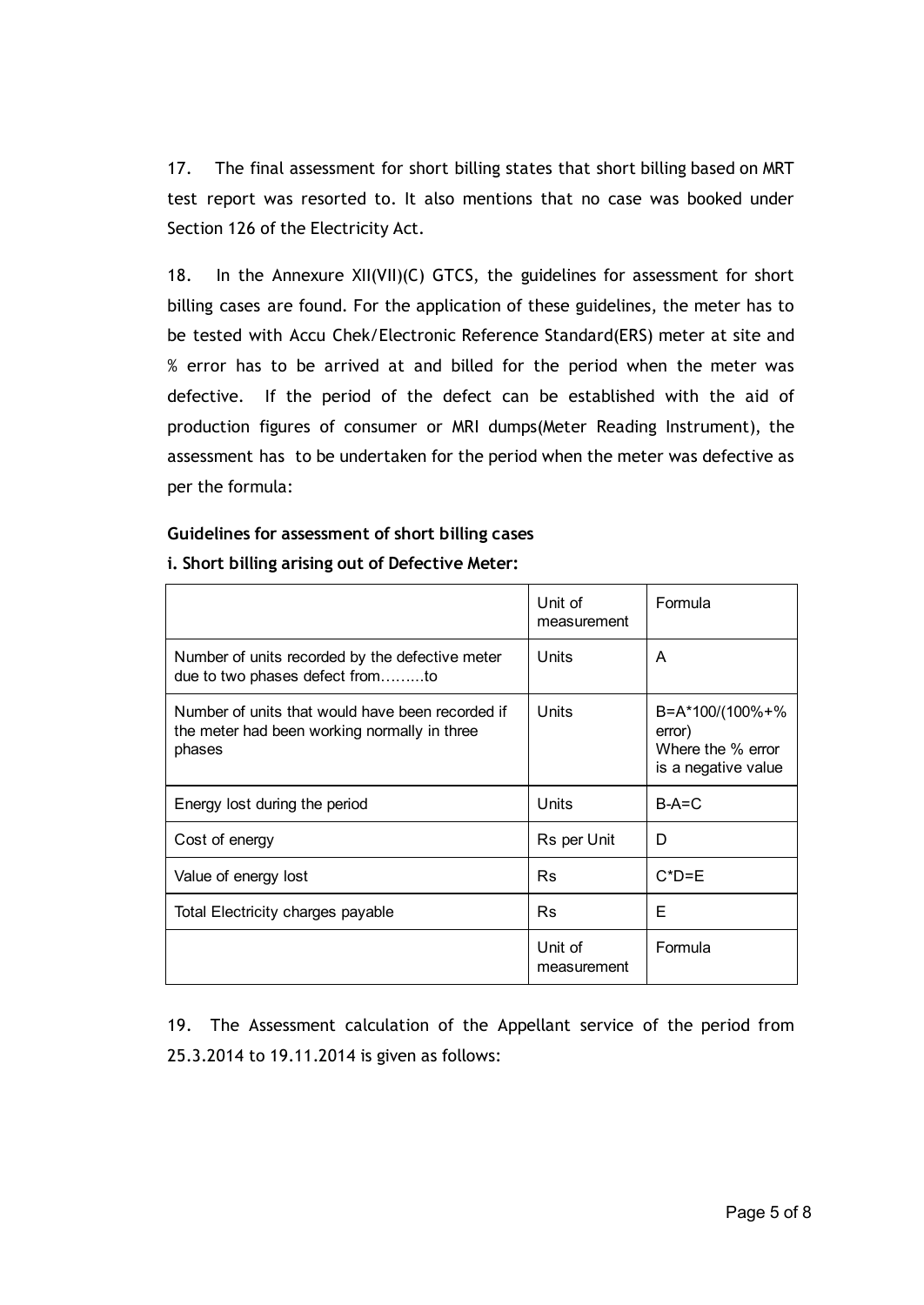17. The final assessment for short billing states that short billing based on MRT test report was resorted to. It also mentions that no case was booked under Section 126 of the Electricity Act.

18. In the Annexure XII(VII)(C) GTCS, the guidelines for assessment for short billing cases are found. For the application of these guidelines, the meter has to be tested with Accu Chek/Electronic Reference Standard(ERS) meter at site and % error has to be arrived at and billed for the period when the meter was defective. If the period of the defect can be established with the aid of production figures of consumer or MRI dumps(Meter Reading Instrument), the assessment has to be undertaken for the period when the meter was defective as per the formula:

**Guidelines for assessment of short billing cases**

**i. Short billing arising out of Defective Meter:**

| | Unit of measurement | Formula |
|---|---|---|
| Number of units recorded by the defective meter due to two phases defect from………to | Units | A |
| Number of units that would have been recorded if the meter had been working normally in three phases | Units | B=A*100/(100%+% error) Where the % error is a negative value |
| Energy lost during the period | Units | B-A=C |
| Cost of energy | Rs per Unit | D |
| Value of energy lost | Rs | C*D=E |
| Total Electricity charges payable | Rs | E |
| | Unit of measurement | Formula |

19. The Assessment calculation of the Appellant service of the period from 25.3.2014 to 19.11.2014 is given as follows: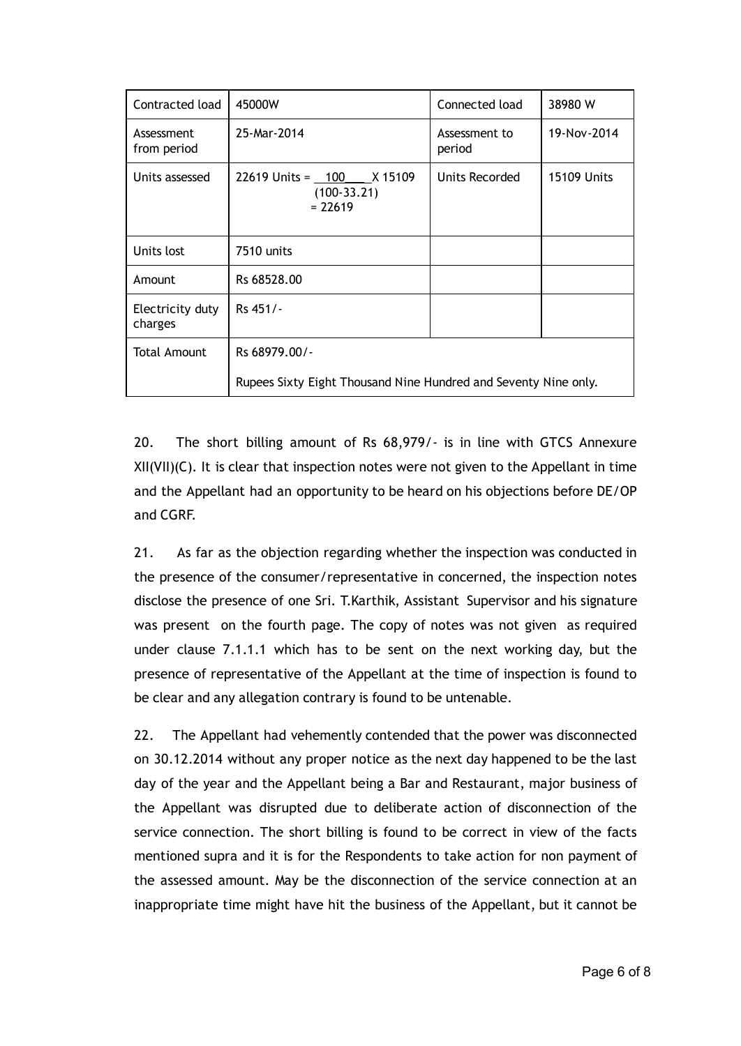| Contracted load | 45000W | Connected load | 38980 W |
|---|---|---|---|
| Assessment from period | 25-Mar-2014 | Assessment to period | 19-Nov-2014 |
| Units assessed | 22619 Units = $\frac{100}{(100-33.21)}$ X 15109 = 22619 | Units Recorded | 15109 Units |
| Units lost | 7510 units | | |
| Amount | Rs 68528.00 | | |
| Electricity duty charges | Rs 451/- | | |
| Total Amount | Rs 68979.00/- Rupees Sixty Eight Thousand Nine Hundred and Seventy Nine only. | | |

20. The short billing amount of Rs 68,979/- is in line with GTCS Annexure XII(VII)(C). It is clear that inspection notes were not given to the Appellant in time and the Appellant had an opportunity to be heard on his objections before DE/OP and CGRF.

21. As far as the objection regarding whether the inspection was conducted in the presence of the consumer/representative in concerned, the inspection notes disclose the presence of one Sri. T.Karthik, Assistant Supervisor and his signature was present on the fourth page. The copy of notes was not given as required under clause 7.1.1.1 which has to be sent on the next working day, but the presence of representative of the Appellant at the time of inspection is found to be clear and any allegation contrary is found to be untenable.

22. The Appellant had vehemently contended that the power was disconnected on 30.12.2014 without any proper notice as the next day happened to be the last day of the year and the Appellant being a Bar and Restaurant, major business of the Appellant was disrupted due to deliberate action of disconnection of the service connection. The short billing is found to be correct in view of the facts mentioned supra and it is for the Respondents to take action for non payment of the assessed amount. May be the disconnection of the service connection at an inappropriate time might have hit the business of the Appellant, but it cannot be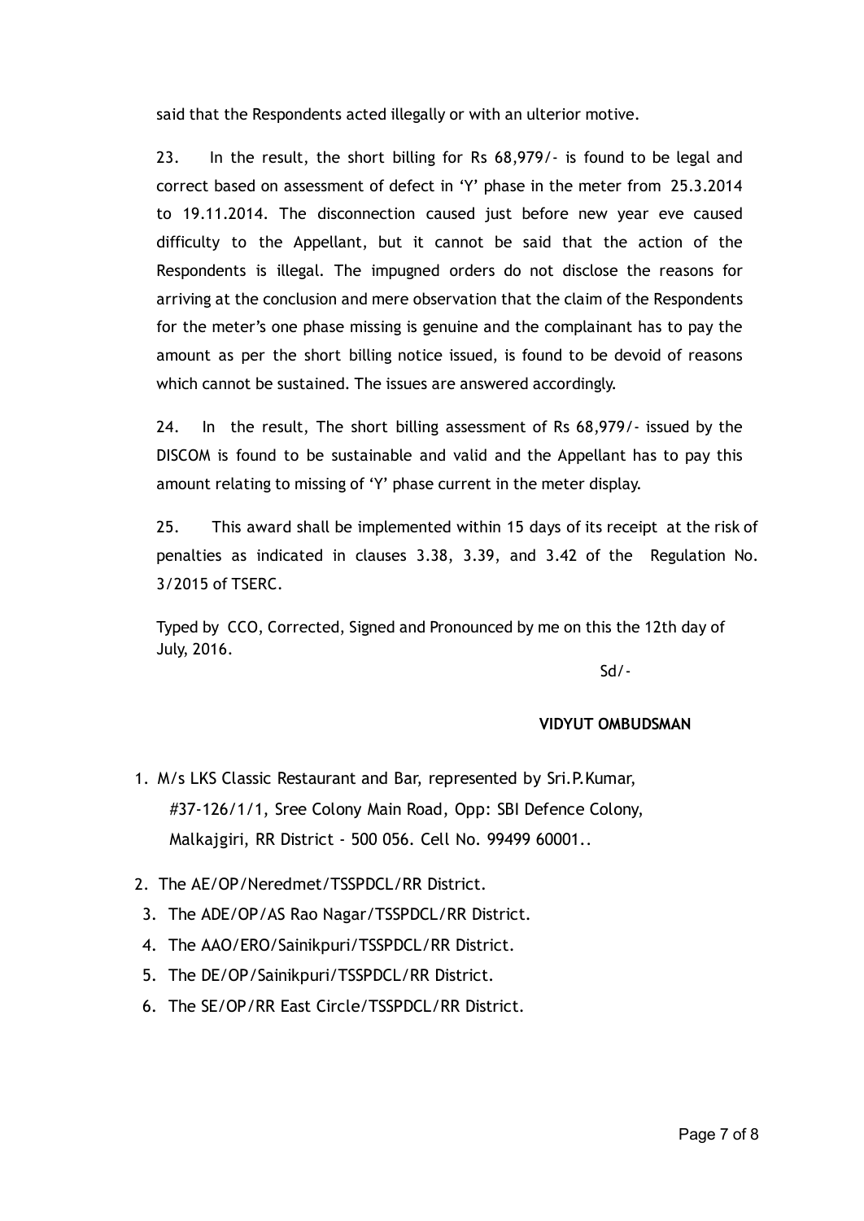said that the Respondents acted illegally or with an ulterior motive.

23. In the result, the short billing for Rs 68,979/- is found to be legal and correct based on assessment of defect in 'Y' phase in the meter from 25.3.2014 to 19.11.2014. The disconnection caused just before new year eve caused difficulty to the Appellant, but it cannot be said that the action of the Respondents is illegal. The impugned orders do not disclose the reasons for arriving at the conclusion and mere observation that the claim of the Respondents for the meter's one phase missing is genuine and the complainant has to pay the amount as per the short billing notice issued, is found to be devoid of reasons which cannot be sustained. The issues are answered accordingly.

24. In the result, The short billing assessment of Rs 68,979/- issued by the DISCOM is found to be sustainable and valid and the Appellant has to pay this amount relating to missing of 'Y' phase current in the meter display.

25. This award shall be implemented within 15 days of its receipt at the risk of penalties as indicated in clauses 3.38, 3.39, and 3.42 of the Regulation No. 3/2015 of TSERC.

Typed by CCO, Corrected, Signed and Pronounced by me on this the 12th day of July, 2016.

Sd/-

**VIDYUT OMBUDSMAN**

1. M/s LKS Classic Restaurant and Bar, represented by Sri.P.Kumar, #37-126/1/1, Sree Colony Main Road, Opp: SBI Defence Colony, Malkajgiri, RR District - 500 056. Cell No. 99499 60001..
2. The AE/OP/Neredmet/TSSPDCL/RR District.
3. The ADE/OP/AS Rao Nagar/TSSPDCL/RR District.
4. The AAO/ERO/Sainikpuri/TSSPDCL/RR District.
5. The DE/OP/Sainikpuri/TSSPDCL/RR District.
6. The SE/OP/RR East Circle/TSSPDCL/RR District.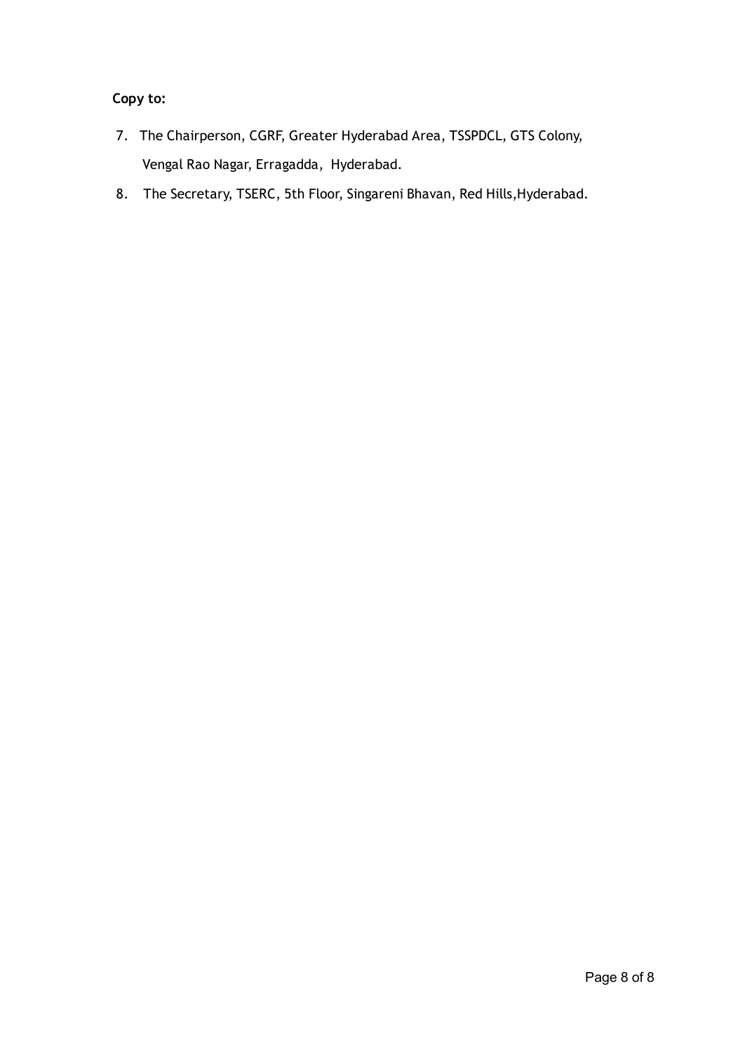**Copy to:**

7. The Chairperson, CGRF, Greater Hyderabad Area, TSSPDCL, GTS Colony, Vengal Rao Nagar, Erragadda, Hyderabad.
8. The Secretary, TSERC, 5th Floor, Singareni Bhavan, Red Hills,Hyderabad.